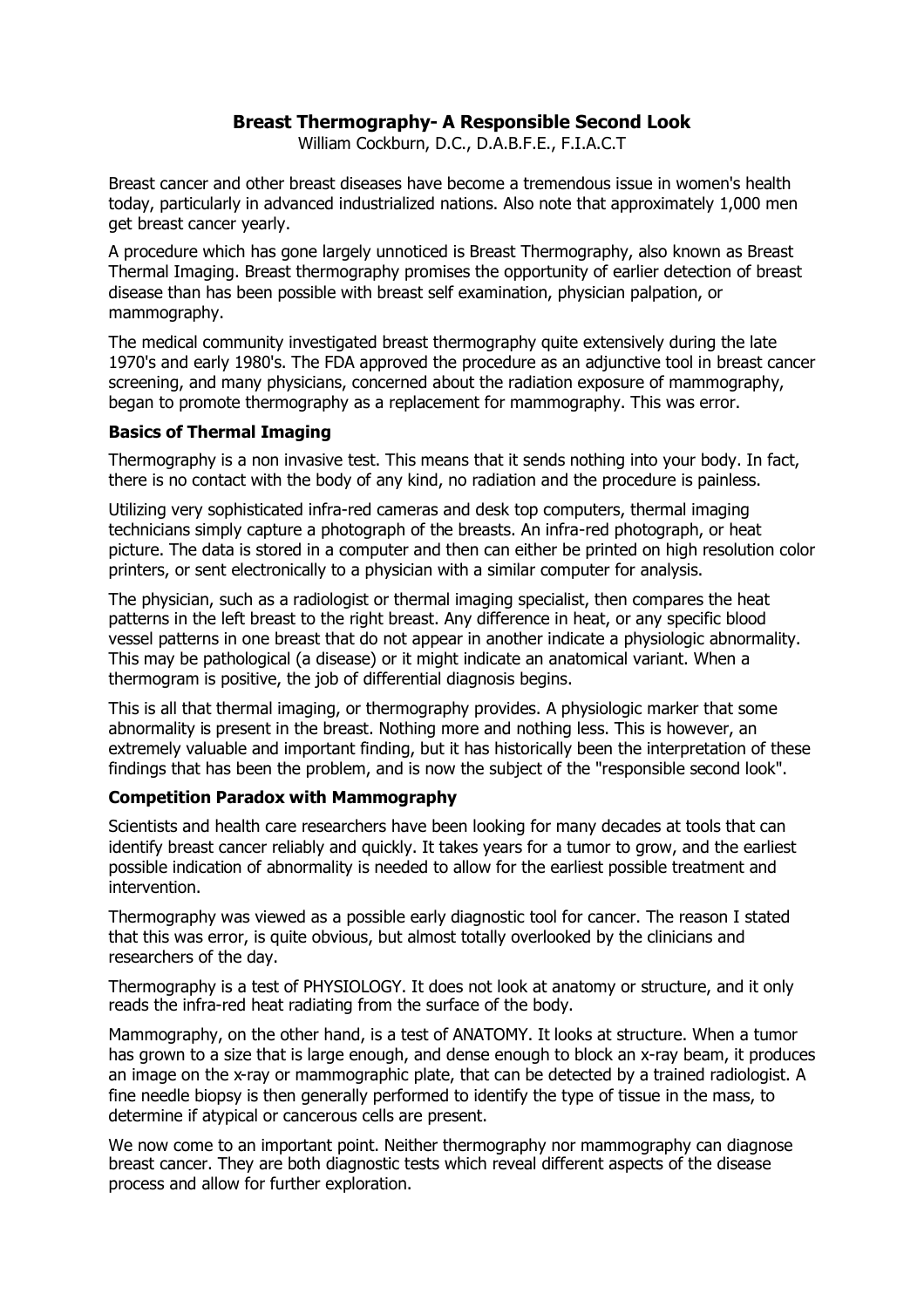# Breast Thermography- A Responsible Second Look

William Cockburn, D.C., D.A.B.F.E., F.I.A.C.T

Breast cancer and other breast diseases have become a tremendous issue in women's health today, particularly in advanced industrialized nations. Also note that approximately 1,000 men get breast cancer yearly.

A procedure which has gone largely unnoticed is Breast Thermography, also known as Breast Thermal Imaging. Breast thermography promises the opportunity of earlier detection of breast disease than has been possible with breast self examination, physician palpation, or mammography.

The medical community investigated breast thermography quite extensively during the late 1970's and early 1980's. The FDA approved the procedure as an adjunctive tool in breast cancer screening, and many physicians, concerned about the radiation exposure of mammography, began to promote thermography as a replacement for mammography. This was error.

## Basics of Thermal Imaging

Thermography is a non invasive test. This means that it sends nothing into your body. In fact, there is no contact with the body of any kind, no radiation and the procedure is painless.

Utilizing very sophisticated infra-red cameras and desk top computers, thermal imaging technicians simply capture a photograph of the breasts. An infra-red photograph, or heat picture. The data is stored in a computer and then can either be printed on high resolution color printers, or sent electronically to a physician with a similar computer for analysis.

The physician, such as a radiologist or thermal imaging specialist, then compares the heat patterns in the left breast to the right breast. Any difference in heat, or any specific blood vessel patterns in one breast that do not appear in another indicate a physiologic abnormality. This may be pathological (a disease) or it might indicate an anatomical variant. When a thermogram is positive, the job of differential diagnosis begins.

This is all that thermal imaging, or thermography provides. A physiologic marker that some abnormality is present in the breast. Nothing more and nothing less. This is however, an extremely valuable and important finding, but it has historically been the interpretation of these findings that has been the problem, and is now the subject of the "responsible second look".

## Competition Paradox with Mammography

Scientists and health care researchers have been looking for many decades at tools that can identify breast cancer reliably and quickly. It takes years for a tumor to grow, and the earliest possible indication of abnormality is needed to allow for the earliest possible treatment and intervention.

Thermography was viewed as a possible early diagnostic tool for cancer. The reason I stated that this was error, is quite obvious, but almost totally overlooked by the clinicians and researchers of the day.

Thermography is a test of PHYSIOLOGY. It does not look at anatomy or structure, and it only reads the infra-red heat radiating from the surface of the body.

Mammography, on the other hand, is a test of ANATOMY. It looks at structure. When a tumor has grown to a size that is large enough, and dense enough to block an x-ray beam, it produces an image on the x-ray or mammographic plate, that can be detected by a trained radiologist. A fine needle biopsy is then generally performed to identify the type of tissue in the mass, to determine if atypical or cancerous cells are present.

We now come to an important point. Neither thermography nor mammography can diagnose breast cancer. They are both diagnostic tests which reveal different aspects of the disease process and allow for further exploration.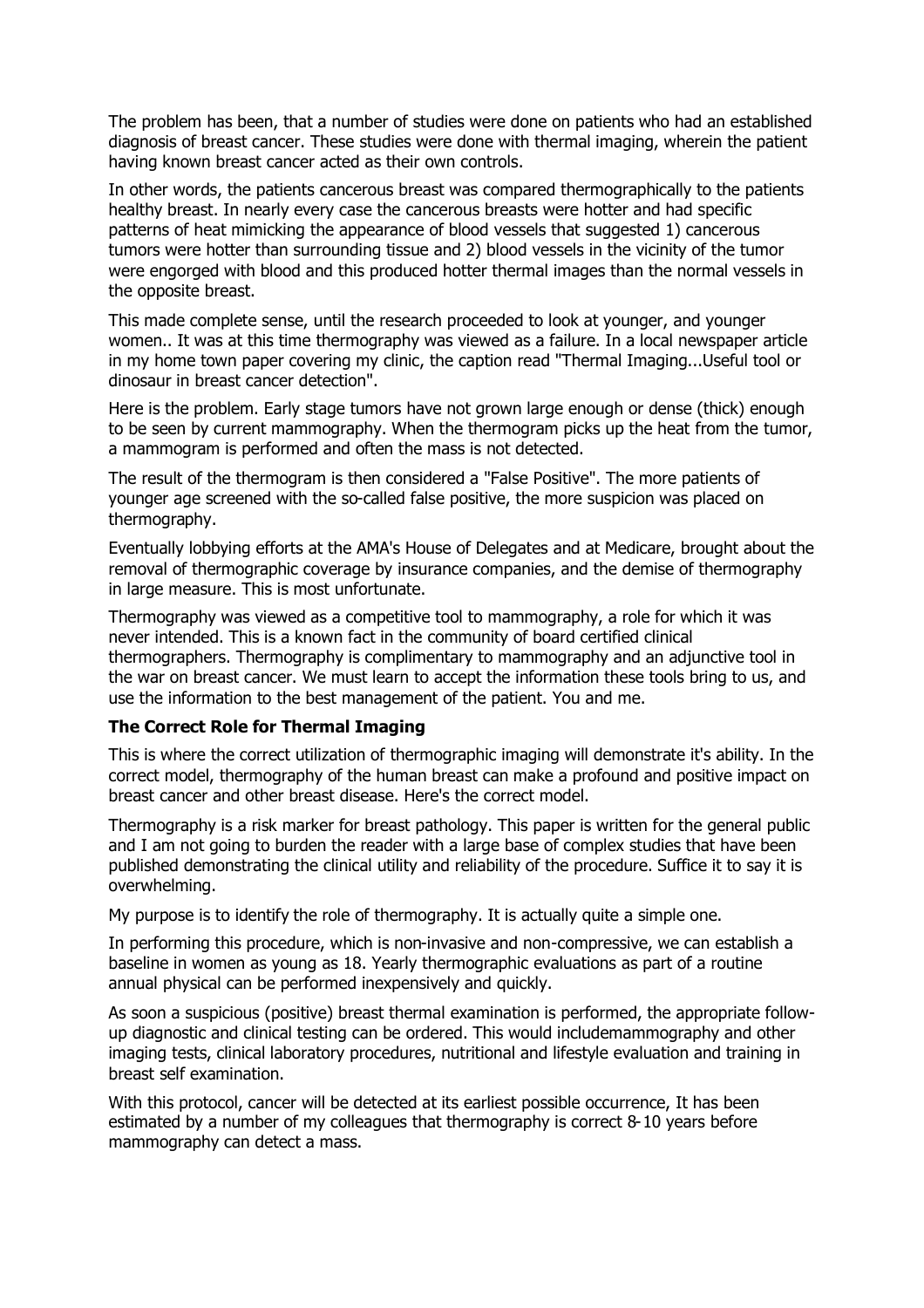The problem has been, that a number of studies were done on patients who had an established diagnosis of breast cancer. These studies were done with thermal imaging, wherein the patient having known breast cancer acted as their own controls.

In other words, the patients cancerous breast was compared thermographically to the patients healthy breast. In nearly every case the cancerous breasts were hotter and had specific patterns of heat mimicking the appearance of blood vessels that suggested 1) cancerous tumors were hotter than surrounding tissue and 2) blood vessels in the vicinity of the tumor were engorged with blood and this produced hotter thermal images than the normal vessels in the opposite breast.

This made complete sense, until the research proceeded to look at younger, and younger women.. It was at this time thermography was viewed as a failure. In a local newspaper article in my home town paper covering my clinic, the caption read "Thermal Imaging...Useful tool or dinosaur in breast cancer detection".

Here is the problem. Early stage tumors have not grown large enough or dense (thick) enough to be seen by current mammography. When the thermogram picks up the heat from the tumor, a mammogram is performed and often the mass is not detected.

The result of the thermogram is then considered a "False Positive". The more patients of younger age screened with the so-called false positive, the more suspicion was placed on thermography.

Eventually lobbying efforts at the AMA's House of Delegates and at Medicare, brought about the removal of thermographic coverage by insurance companies, and the demise of thermography in large measure. This is most unfortunate.

Thermography was viewed as a competitive tool to mammography, a role for which it was never intended. This is a known fact in the community of board certified clinical thermographers. Thermography is complimentary to mammography and an adjunctive tool in the war on breast cancer. We must learn to accept the information these tools bring to us, and use the information to the best management of the patient. You and me.

**The Correct Role for Thermal Imaging**

This is where the correct utilization of thermographic imaging will demonstrate it's ability. In the correct model, thermography of the human breast can make a profound and positive impact on breast cancer and other breast disease. Here's the correct model.

Thermography is a risk marker for breast pathology. This paper is written for the general public and I am not going to burden the reader with a large base of complex studies that have been published demonstrating the clinical utility and reliability of the procedure. Suffice it to say it is overwhelming.

My purpose is to identify the role of thermography. It is actually quite a simple one.

In performing this procedure, which is non-invasive and non-compressive, we can establish a baseline in women as young as 18. Yearly thermographic evaluations as part of a routine annual physical can be performed inexpensively and quickly.

As soon a suspicious (positive) breast thermal examination is performed, the appropriate follow-up diagnostic and clinical testing can be ordered. This would includemammography and other imaging tests, clinical laboratory procedures, nutritional and lifestyle evaluation and training in breast self examination.

With this protocol, cancer will be detected at its earliest possible occurrence, It has been estimated by a number of my colleagues that thermography is correct 8-10 years before mammography can detect a mass.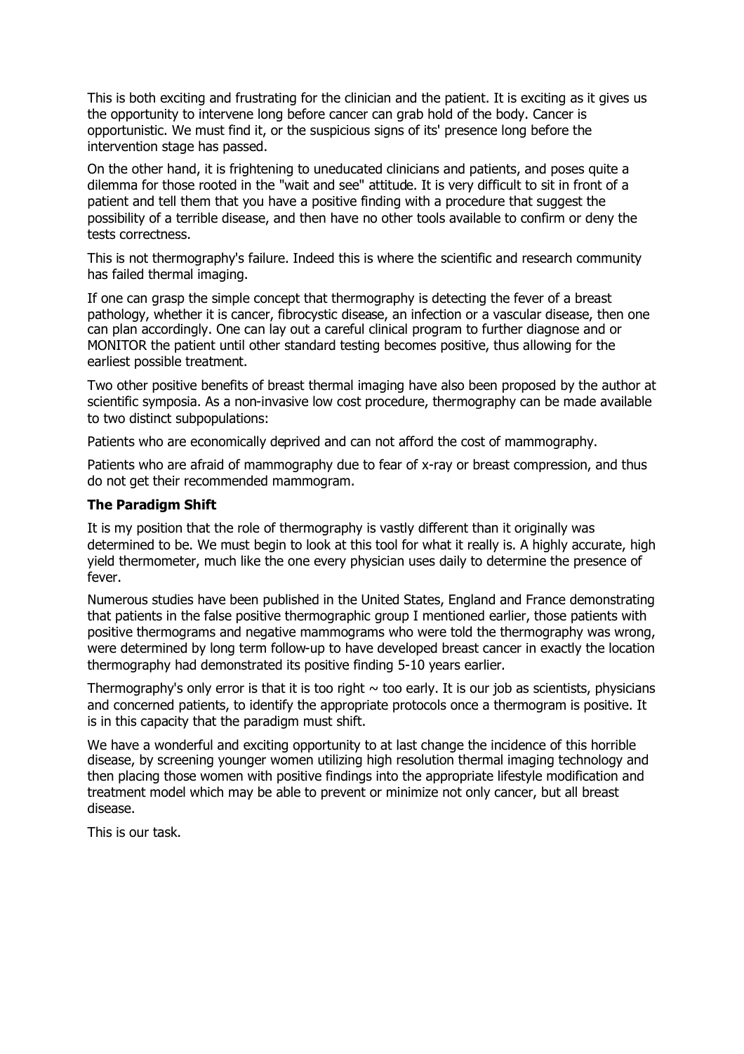This is both exciting and frustrating for the clinician and the patient. It is exciting as it gives us the opportunity to intervene long before cancer can grab hold of the body. Cancer is opportunistic. We must find it, or the suspicious signs of its' presence long before the intervention stage has passed.

On the other hand, it is frightening to uneducated clinicians and patients, and poses quite a dilemma for those rooted in the "wait and see" attitude. It is very difficult to sit in front of a patient and tell them that you have a positive finding with a procedure that suggest the possibility of a terrible disease, and then have no other tools available to confirm or deny the tests correctness.

This is not thermography's failure. Indeed this is where the scientific and research community has failed thermal imaging.

If one can grasp the simple concept that thermography is detecting the fever of a breast pathology, whether it is cancer, fibrocystic disease, an infection or a vascular disease, then one can plan accordingly. One can lay out a careful clinical program to further diagnose and or MONITOR the patient until other standard testing becomes positive, thus allowing for the earliest possible treatment.

Two other positive benefits of breast thermal imaging have also been proposed by the author at scientific symposia. As a non-invasive low cost procedure, thermography can be made available to two distinct subpopulations:

Patients who are economically deprived and can not afford the cost of mammography.

Patients who are afraid of mammography due to fear of x-ray or breast compression, and thus do not get their recommended mammogram.

**The Paradigm Shift**

It is my position that the role of thermography is vastly different than it originally was determined to be. We must begin to look at this tool for what it really is. A highly accurate, high yield thermometer, much like the one every physician uses daily to determine the presence of fever.

Numerous studies have been published in the United States, England and France demonstrating that patients in the false positive thermographic group I mentioned earlier, those patients with positive thermograms and negative mammograms who were told the thermography was wrong, were determined by long term follow-up to have developed breast cancer in exactly the location thermography had demonstrated its positive finding 5-10 years earlier.

Thermography's only error is that it is too right ~ too early. It is our job as scientists, physicians and concerned patients, to identify the appropriate protocols once a thermogram is positive. It is in this capacity that the paradigm must shift.

We have a wonderful and exciting opportunity to at last change the incidence of this horrible disease, by screening younger women utilizing high resolution thermal imaging technology and then placing those women with positive findings into the appropriate lifestyle modification and treatment model which may be able to prevent or minimize not only cancer, but all breast disease.

This is our task.